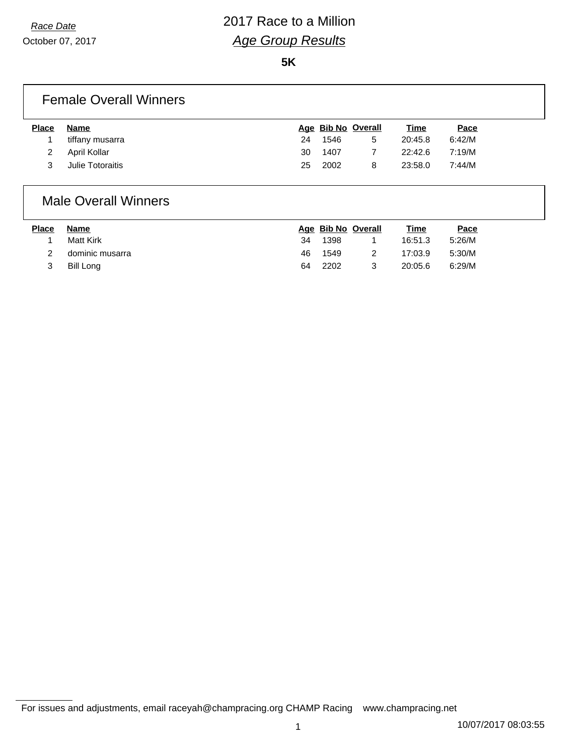*Race Date*

October 07, 2017

# 2017 Race to a Million

## *Age Group Results*

**5K**

## Female Overall Winners

| Place | Name | Age | Bib No | Overall | Time | Pace |
|---|---|---|---|---|---|---|
| 1 | tiffany musarra | 24 | 1546 | 5 | 20:45.8 | 6:42/M |
| 2 | April Kollar | 30 | 1407 | 7 | 22:42.6 | 7:19/M |
| 3 | Julie Totoraitis | 25 | 2002 | 8 | 23:58.0 | 7:44/M |

## Male Overall Winners

| Place | Name | Age | Bib No | Overall | Time | Pace |
|---|---|---|---|---|---|---|
| 1 | Matt Kirk | 34 | 1398 | 1 | 16:51.3 | 5:26/M |
| 2 | dominic musarra | 46 | 1549 | 2 | 17:03.9 | 5:30/M |
| 3 | Bill Long | 64 | 2202 | 3 | 20:05.6 | 6:29/M |

For issues and adjustments, email raceyah@champracing.org CHAMP Racing www.champracing.net

10/07/2017 08:03:55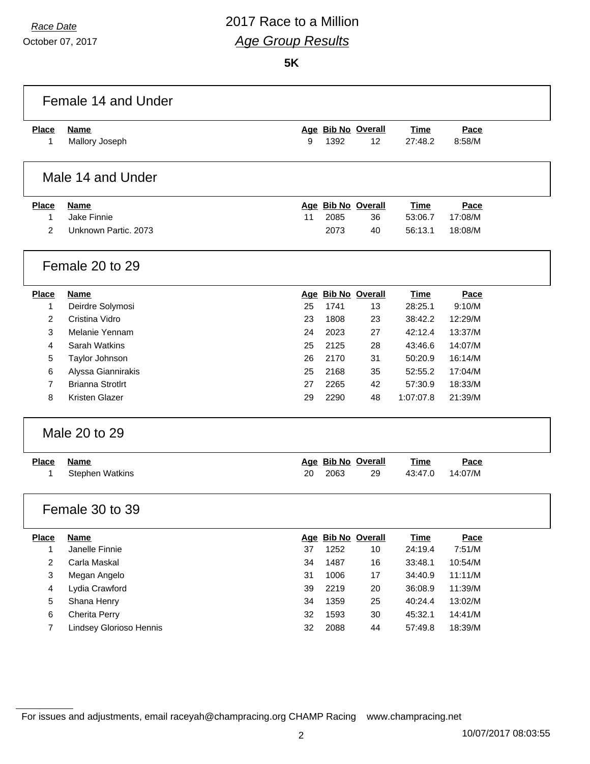*Race Date*

October 07, 2017

# 2017 Race to a Million

## *Age Group Results*

**5K**

### Female 14 and Under

| Place | Name | Age | Bib No | Overall | Time | Pace |
|---|---|---|---|---|---|---|
| 1 | Mallory Joseph | 9 | 1392 | 12 | 27:48.2 | 8:58/M |

### Male 14 and Under

| Place | Name | Age | Bib No | Overall | Time | Pace |
|---|---|---|---|---|---|---|
| 1 | Jake Finnie | 11 | 2085 | 36 | 53:06.7 | 17:08/M |
| 2 | Unknown Partic. 2073 | | 2073 | 40 | 56:13.1 | 18:08/M |

### Female 20 to 29

| Place | Name | Age | Bib No | Overall | Time | Pace |
|---|---|---|---|---|---|---|
| 1 | Deirdre Solymosi | 25 | 1741 | 13 | 28:25.1 | 9:10/M |
| 2 | Cristina Vidro | 23 | 1808 | 23 | 38:42.2 | 12:29/M |
| 3 | Melanie Yennam | 24 | 2023 | 27 | 42:12.4 | 13:37/M |
| 4 | Sarah Watkins | 25 | 2125 | 28 | 43:46.6 | 14:07/M |
| 5 | Taylor Johnson | 26 | 2170 | 31 | 50:20.9 | 16:14/M |
| 6 | Alyssa Giannirakis | 25 | 2168 | 35 | 52:55.2 | 17:04/M |
| 7 | Brianna Strotlrt | 27 | 2265 | 42 | 57:30.9 | 18:33/M |
| 8 | Kristen Glazer | 29 | 2290 | 48 | 1:07:07.8 | 21:39/M |

### Male 20 to 29

| Place | Name | Age | Bib No | Overall | Time | Pace |
|---|---|---|---|---|---|---|
| 1 | Stephen Watkins | 20 | 2063 | 29 | 43:47.0 | 14:07/M |

### Female 30 to 39

| Place | Name | Age | Bib No | Overall | Time | Pace |
|---|---|---|---|---|---|---|
| 1 | Janelle Finnie | 37 | 1252 | 10 | 24:19.4 | 7:51/M |
| 2 | Carla Maskal | 34 | 1487 | 16 | 33:48.1 | 10:54/M |
| 3 | Megan Angelo | 31 | 1006 | 17 | 34:40.9 | 11:11/M |
| 4 | Lydia Crawford | 39 | 2219 | 20 | 36:08.9 | 11:39/M |
| 5 | Shana Henry | 34 | 1359 | 25 | 40:24.4 | 13:02/M |
| 6 | Cherita Perry | 32 | 1593 | 30 | 45:32.1 | 14:41/M |
| 7 | Lindsey Glorioso Hennis | 32 | 2088 | 44 | 57:49.8 | 18:39/M |

For issues and adjustments, email raceyah@champracing.org CHAMP Racing www.champracing.net

10/07/2017 08:03:55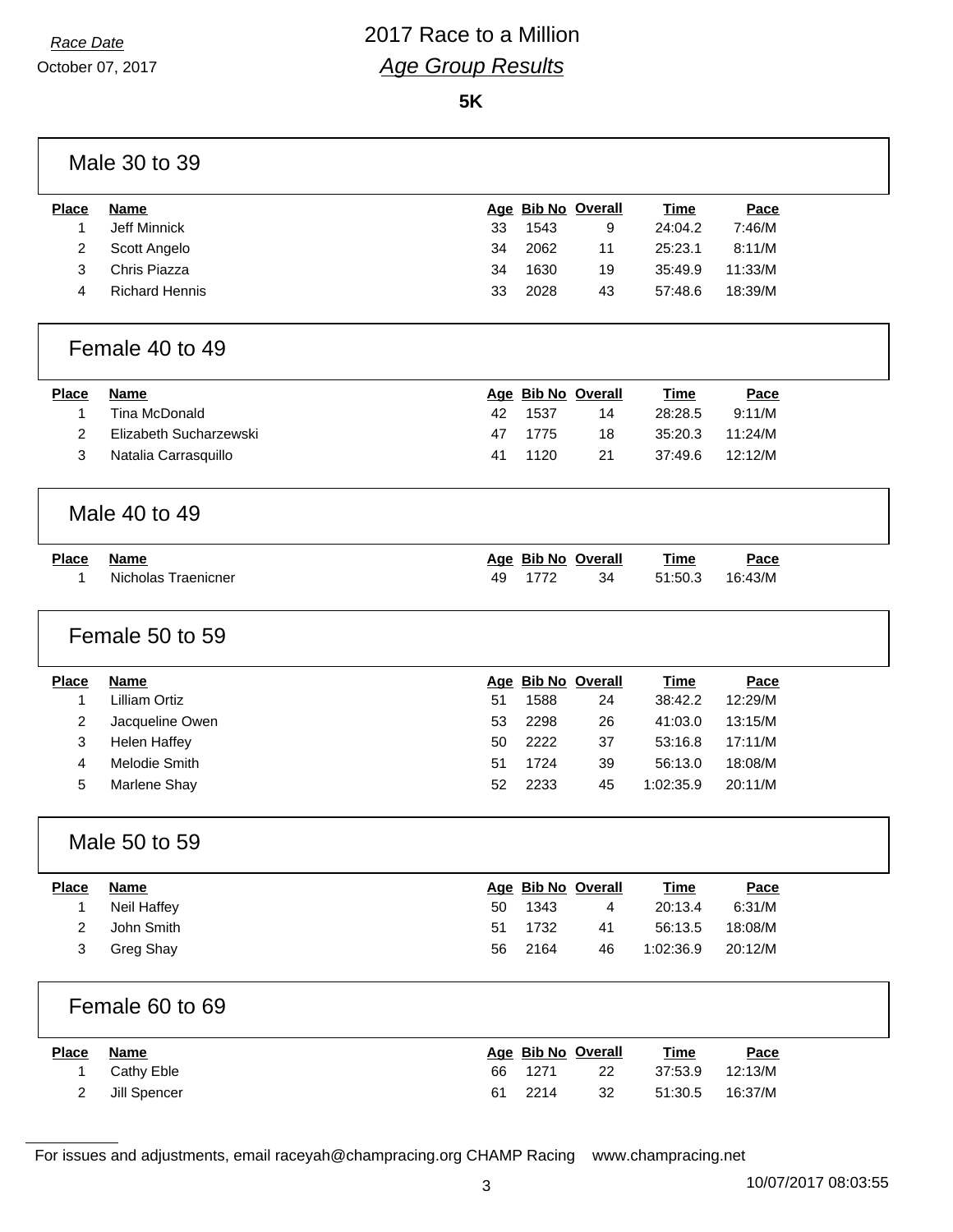*Race Date*
October 07, 2017

# 2017 Race to a Million
## *Age Group Results*

**5K**

### Male 30 to 39

| Place | Name | Age | Bib No | Overall | Time | Pace |
|---|---|---|---|---|---|---|
| 1 | Jeff Minnick | 33 | 1543 | 9 | 24:04.2 | 7:46/M |
| 2 | Scott Angelo | 34 | 2062 | 11 | 25:23.1 | 8:11/M |
| 3 | Chris Piazza | 34 | 1630 | 19 | 35:49.9 | 11:33/M |
| 4 | Richard Hennis | 33 | 2028 | 43 | 57:48.6 | 18:39/M |

### Female 40 to 49

| Place | Name | Age | Bib No | Overall | Time | Pace |
|---|---|---|---|---|---|---|
| 1 | Tina McDonald | 42 | 1537 | 14 | 28:28.5 | 9:11/M |
| 2 | Elizabeth Sucharzewski | 47 | 1775 | 18 | 35:20.3 | 11:24/M |
| 3 | Natalia Carrasquillo | 41 | 1120 | 21 | 37:49.6 | 12:12/M |

### Male 40 to 49

| Place | Name | Age | Bib No | Overall | Time | Pace |
|---|---|---|---|---|---|---|
| 1 | Nicholas Traenicner | 49 | 1772 | 34 | 51:50.3 | 16:43/M |

### Female 50 to 59

| Place | Name | Age | Bib No | Overall | Time | Pace |
|---|---|---|---|---|---|---|
| 1 | Lilliam Ortiz | 51 | 1588 | 24 | 38:42.2 | 12:29/M |
| 2 | Jacqueline Owen | 53 | 2298 | 26 | 41:03.0 | 13:15/M |
| 3 | Helen Haffey | 50 | 2222 | 37 | 53:16.8 | 17:11/M |
| 4 | Melodie Smith | 51 | 1724 | 39 | 56:13.0 | 18:08/M |
| 5 | Marlene Shay | 52 | 2233 | 45 | 1:02:35.9 | 20:11/M |

### Male 50 to 59

| Place | Name | Age | Bib No | Overall | Time | Pace |
|---|---|---|---|---|---|---|
| 1 | Neil Haffey | 50 | 1343 | 4 | 20:13.4 | 6:31/M |
| 2 | John Smith | 51 | 1732 | 41 | 56:13.5 | 18:08/M |
| 3 | Greg Shay | 56 | 2164 | 46 | 1:02:36.9 | 20:12/M |

### Female 60 to 69

| Place | Name | Age | Bib No | Overall | Time | Pace |
|---|---|---|---|---|---|---|
| 1 | Cathy Eble | 66 | 1271 | 22 | 37:53.9 | 12:13/M |
| 2 | Jill Spencer | 61 | 2214 | 32 | 51:30.5 | 16:37/M |

For issues and adjustments, email raceyah@champracing.org CHAMP Racing www.champracing.net

10/07/2017 08:03:55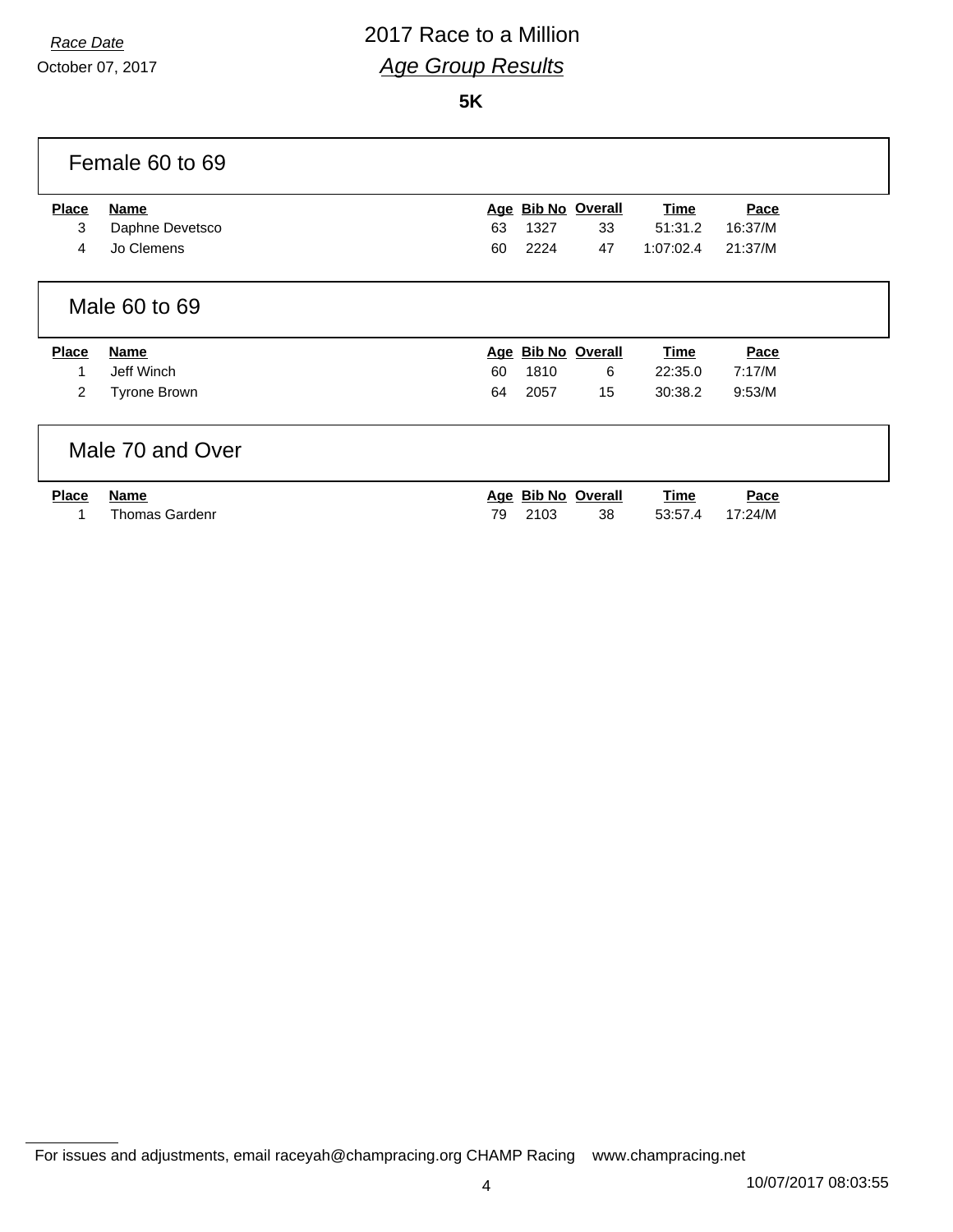## Female 60 to 69

| Place | Name | Age | Bib No | Overall | Time | Pace |
|---|---|---|---|---|---|---|
| 3 | Daphne Devetsco | 63 | 1327 | 33 | 51:31.2 | 16:37/M |
| 4 | Jo Clemens | 60 | 2224 | 47 | 1:07:02.4 | 21:37/M |

## Male 60 to 69

| Place | Name | Age | Bib No | Overall | Time | Pace |
|---|---|---|---|---|---|---|
| 1 | Jeff Winch | 60 | 1810 | 6 | 22:35.0 | 7:17/M |
| 2 | Tyrone Brown | 64 | 2057 | 15 | 30:38.2 | 9:53/M |

## Male 70 and Over

| Place | Name | Age | Bib No | Overall | Time | Pace |
|---|---|---|---|---|---|---|
| 1 | Thomas Gardenr | 79 | 2103 | 38 | 53:57.4 | 17:24/M |

For issues and adjustments, email raceyah@champracing.org CHAMP Racing www.champracing.net